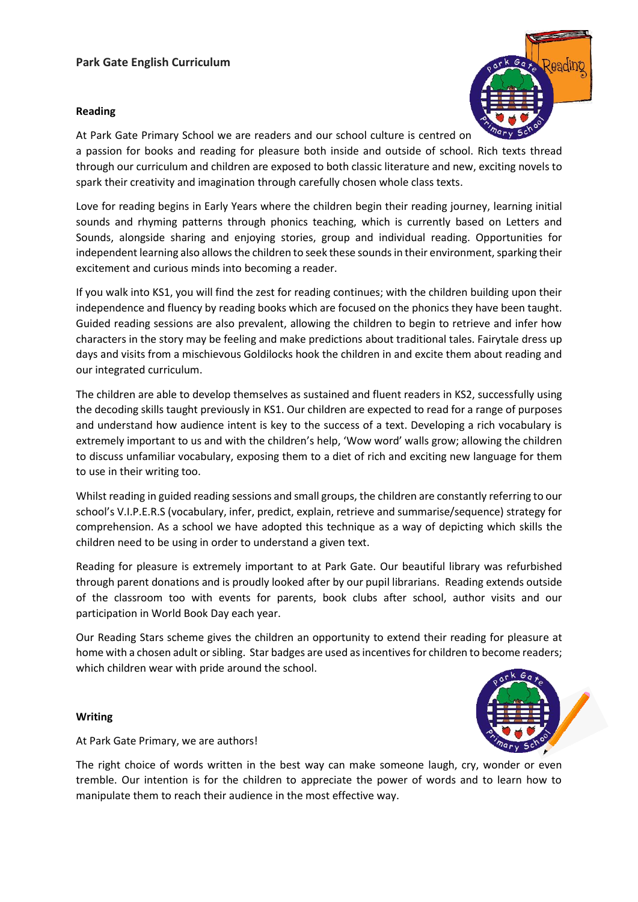# Park Gate English Curriculum

## Reading

At Park Gate Primary School we are readers and our school culture is centred on a passion for books and reading for pleasure both inside and outside of school. Rich texts thread through our curriculum and children are exposed to both classic literature and new, exciting novels to spark their creativity and imagination through carefully chosen whole class texts.

Love for reading begins in Early Years where the children begin their reading journey, learning initial sounds and rhyming patterns through phonics teaching, which is currently based on Letters and Sounds, alongside sharing and enjoying stories, group and individual reading. Opportunities for independent learning also allows the children to seek these sounds in their environment, sparking their excitement and curious minds into becoming a reader.

If you walk into KS1, you will find the zest for reading continues; with the children building upon their independence and fluency by reading books which are focused on the phonics they have been taught. Guided reading sessions are also prevalent, allowing the children to begin to retrieve and infer how characters in the story may be feeling and make predictions about traditional tales. Fairytale dress up days and visits from a mischievous Goldilocks hook the children in and excite them about reading and our integrated curriculum.

The children are able to develop themselves as sustained and fluent readers in KS2, successfully using the decoding skills taught previously in KS1. Our children are expected to read for a range of purposes and understand how audience intent is key to the success of a text. Developing a rich vocabulary is extremely important to us and with the children's help, 'Wow word' walls grow; allowing the children to discuss unfamiliar vocabulary, exposing them to a diet of rich and exciting new language for them to use in their writing too.

Whilst reading in guided reading sessions and small groups, the children are constantly referring to our school's V.I.P.E.R.S (vocabulary, infer, predict, explain, retrieve and summarise/sequence) strategy for comprehension. As a school we have adopted this technique as a way of depicting which skills the children need to be using in order to understand a given text.

Reading for pleasure is extremely important to at Park Gate. Our beautiful library was refurbished through parent donations and is proudly looked after by our pupil librarians. Reading extends outside of the classroom too with events for parents, book clubs after school, author visits and our participation in World Book Day each year.

Our Reading Stars scheme gives the children an opportunity to extend their reading for pleasure at home with a chosen adult or sibling. Star badges are used as incentives for children to become readers; which children wear with pride around the school.

## Writing

At Park Gate Primary, we are authors!

The right choice of words written in the best way can make someone laugh, cry, wonder or even tremble. Our intention is for the children to appreciate the power of words and to learn how to manipulate them to reach their audience in the most effective way.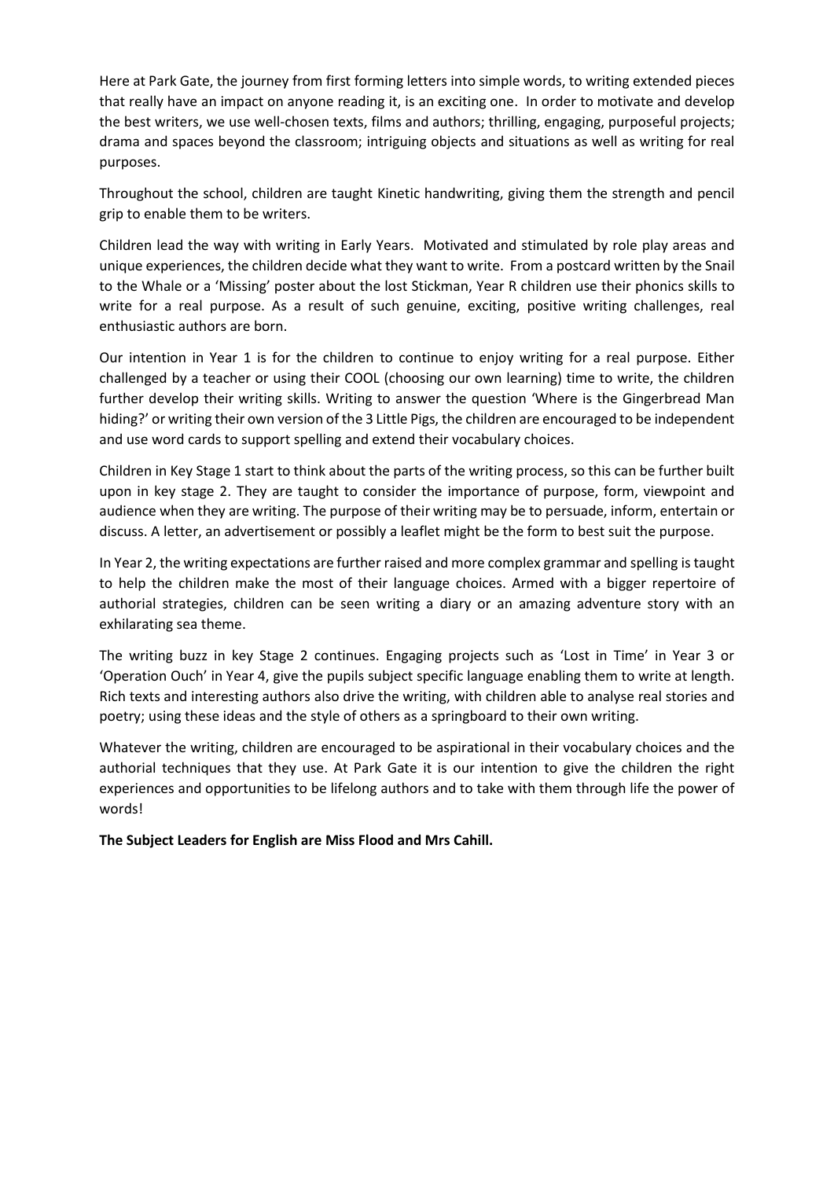Here at Park Gate, the journey from first forming letters into simple words, to writing extended pieces that really have an impact on anyone reading it, is an exciting one. In order to motivate and develop the best writers, we use well-chosen texts, films and authors; thrilling, engaging, purposeful projects; drama and spaces beyond the classroom; intriguing objects and situations as well as writing for real purposes.

Throughout the school, children are taught Kinetic handwriting, giving them the strength and pencil grip to enable them to be writers.

Children lead the way with writing in Early Years. Motivated and stimulated by role play areas and unique experiences, the children decide what they want to write. From a postcard written by the Snail to the Whale or a 'Missing' poster about the lost Stickman, Year R children use their phonics skills to write for a real purpose. As a result of such genuine, exciting, positive writing challenges, real enthusiastic authors are born.

Our intention in Year 1 is for the children to continue to enjoy writing for a real purpose. Either challenged by a teacher or using their COOL (choosing our own learning) time to write, the children further develop their writing skills. Writing to answer the question 'Where is the Gingerbread Man hiding?' or writing their own version of the 3 Little Pigs, the children are encouraged to be independent and use word cards to support spelling and extend their vocabulary choices.

Children in Key Stage 1 start to think about the parts of the writing process, so this can be further built upon in key stage 2. They are taught to consider the importance of purpose, form, viewpoint and audience when they are writing. The purpose of their writing may be to persuade, inform, entertain or discuss. A letter, an advertisement or possibly a leaflet might be the form to best suit the purpose.

In Year 2, the writing expectations are further raised and more complex grammar and spelling is taught to help the children make the most of their language choices. Armed with a bigger repertoire of authorial strategies, children can be seen writing a diary or an amazing adventure story with an exhilarating sea theme.

The writing buzz in key Stage 2 continues. Engaging projects such as 'Lost in Time' in Year 3 or 'Operation Ouch' in Year 4, give the pupils subject specific language enabling them to write at length. Rich texts and interesting authors also drive the writing, with children able to analyse real stories and poetry; using these ideas and the style of others as a springboard to their own writing.

Whatever the writing, children are encouraged to be aspirational in their vocabulary choices and the authorial techniques that they use. At Park Gate it is our intention to give the children the right experiences and opportunities to be lifelong authors and to take with them through life the power of words!

**The Subject Leaders for English are Miss Flood and Mrs Cahill.**